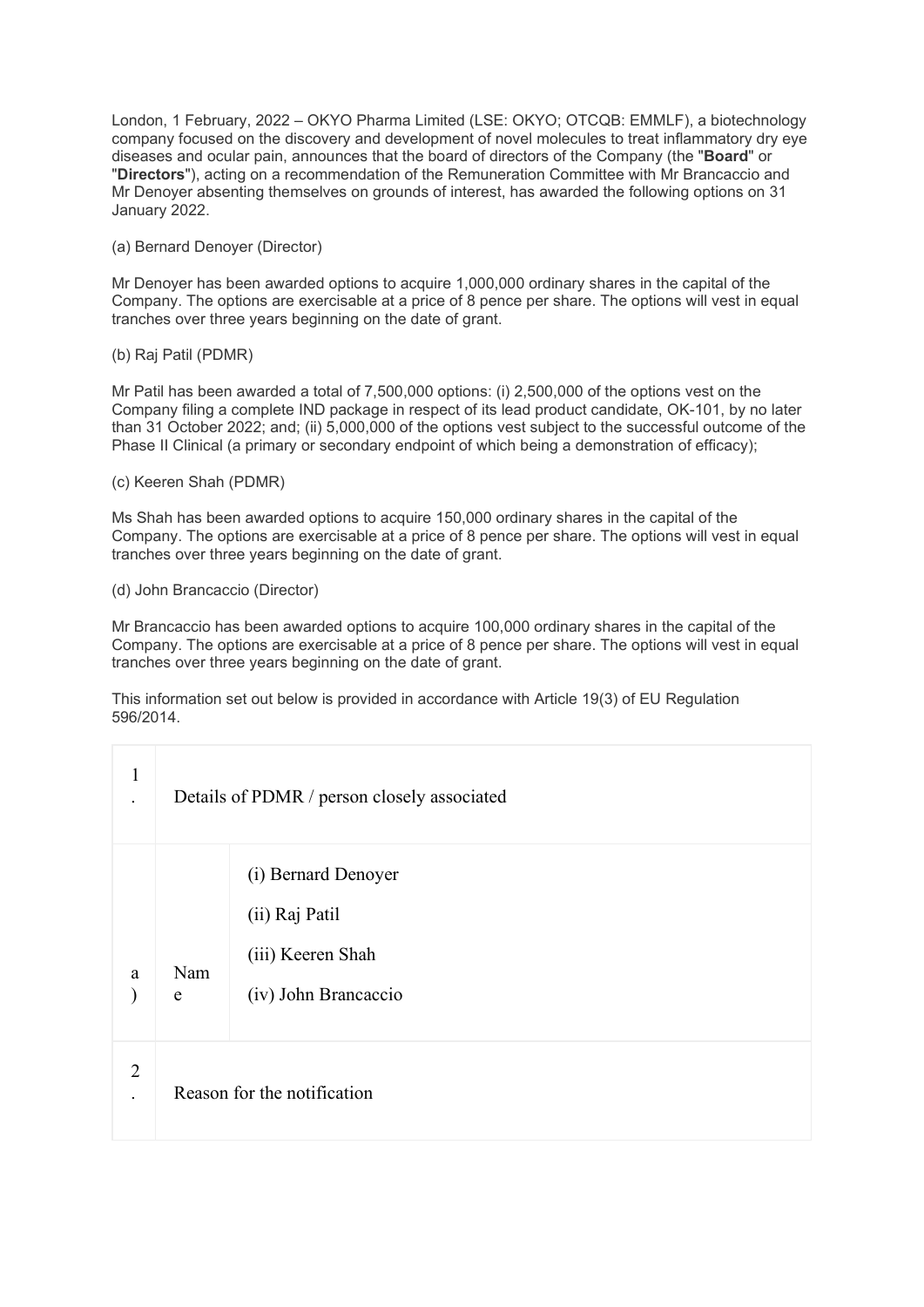London, 1 February, 2022 – OKYO Pharma Limited (LSE: OKYO; OTCQB: EMMLF), a biotechnology company focused on the discovery and development of novel molecules to treat inflammatory dry eye diseases and ocular pain, announces that the board of directors of the Company (the "**Board**" or "**Directors**"), acting on a recommendation of the Remuneration Committee with Mr Brancaccio and Mr Denoyer absenting themselves on grounds of interest, has awarded the following options on 31 January 2022.

(a) Bernard Denoyer (Director)

Mr Denoyer has been awarded options to acquire 1,000,000 ordinary shares in the capital of the Company. The options are exercisable at a price of 8 pence per share. The options will vest in equal tranches over three years beginning on the date of grant.

(b) Raj Patil (PDMR)

Mr Patil has been awarded a total of 7,500,000 options: (i) 2,500,000 of the options vest on the Company filing a complete IND package in respect of its lead product candidate, OK-101, by no later than 31 October 2022; and; (ii) 5,000,000 of the options vest subject to the successful outcome of the Phase II Clinical (a primary or secondary endpoint of which being a demonstration of efficacy);

(c) Keeren Shah (PDMR)

Ms Shah has been awarded options to acquire 150,000 ordinary shares in the capital of the Company. The options are exercisable at a price of 8 pence per share. The options will vest in equal tranches over three years beginning on the date of grant.

(d) John Brancaccio (Director)

Mr Brancaccio has been awarded options to acquire 100,000 ordinary shares in the capital of the Company. The options are exercisable at a price of 8 pence per share. The options will vest in equal tranches over three years beginning on the date of grant.

This information set out below is provided in accordance with Article 19(3) of EU Regulation 596/2014.

| 1. | Details of PDMR / person closely associated | |
|---|---|---|
| a) | Name | (i) Bernard Denoyer<br>(ii) Raj Patil<br>(iii) Keeren Shah<br>(iv) John Brancaccio |
| 2. | Reason for the notification | |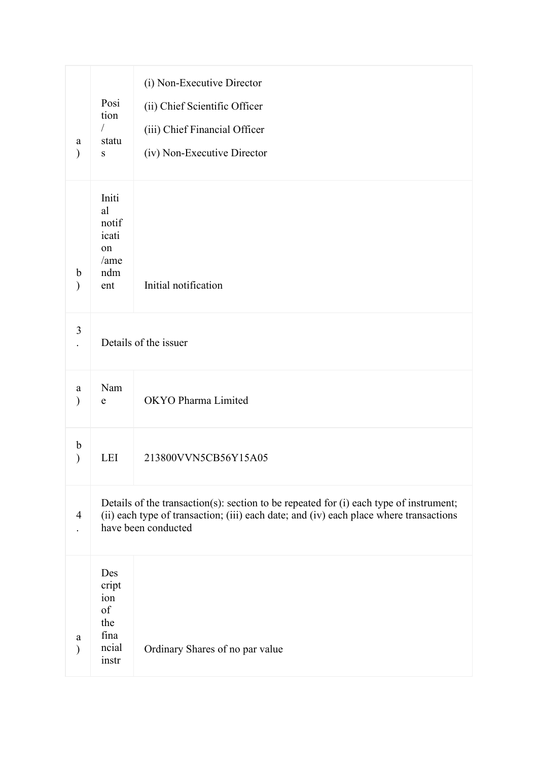| | | |
|---|---|---|
| a) | Position / status | (i) Non-Executive Director<br>(ii) Chief Scientific Officer<br>(iii) Chief Financial Officer<br>(iv) Non-Executive Director |
| b) | Initial notification /amendment | Initial notification |
| 3. | Details of the issuer | |
| a) | Name | OKYO Pharma Limited |
| b) | LEI | 213800VVN5CB56Y15A05 |
| 4. | Details of the transaction(s): section to be repeated for (i) each type of instrument; (ii) each type of transaction; (iii) each date; and (iv) each place where transactions have been conducted | |
| a) | Description of the financial instr | Ordinary Shares of no par value |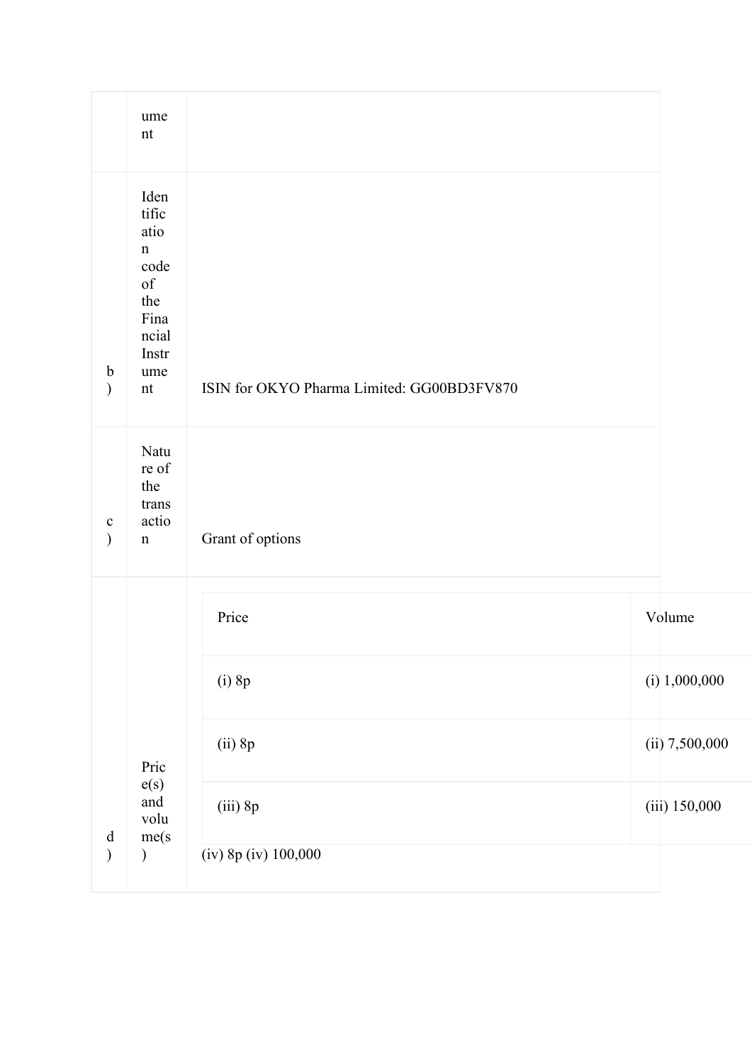|  |  |  |
| --- | --- | --- |
|  | ument |  |
| b) | Identification code of the Financial Instrument | ISIN for OKYO Pharma Limited: GG00BD3FV870 |
| c) | Nature of the transaction | Grant of options |
| d) | Price(s) and volume(s) | <table><tr><th>Price</th><th>Volume</th></tr><tr><td>(i) 8p</td><td>(i) 1,000,000</td></tr><tr><td>(ii) 8p</td><td>(ii) 7,500,000</td></tr><tr><td>(iii) 8p</td><td>(iii) 150,000</td></tr></table> (iv) 8p (iv) 100,000 |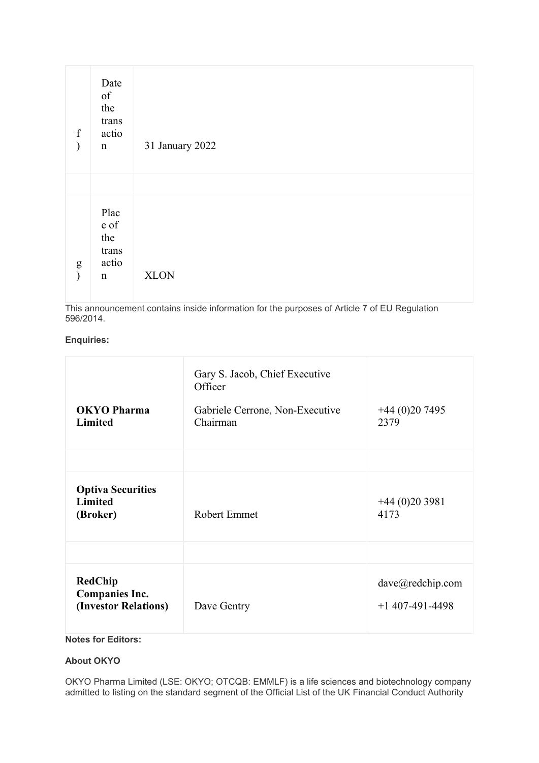| | | |
|---|---|---|
| f) | Date of the transaction | 31 January 2022 |
| | | |
| g) | Place of the transaction | XLON |

This announcement contains inside information for the purposes of Article 7 of EU Regulation 596/2014.

**Enquiries:**

| | | |
|---|---|---|
| **OKYO Pharma Limited** | Gary S. Jacob, Chief Executive Officer<br><br>Gabriele Cerrone, Non-Executive Chairman | +44 (0)20 7495 2379 |
| | | |
| **Optiva Securities Limited (Broker)** | Robert Emmet | +44 (0)20 3981 4173 |
| | | |
| **RedChip Companies Inc. (Investor Relations)** | Dave Gentry | dave@redchip.com<br><br>+1 407-491-4498 |

**Notes for Editors:**

**About OKYO**

OKYO Pharma Limited (LSE: OKYO; OTCQB: EMMLF) is a life sciences and biotechnology company admitted to listing on the standard segment of the Official List of the UK Financial Conduct Authority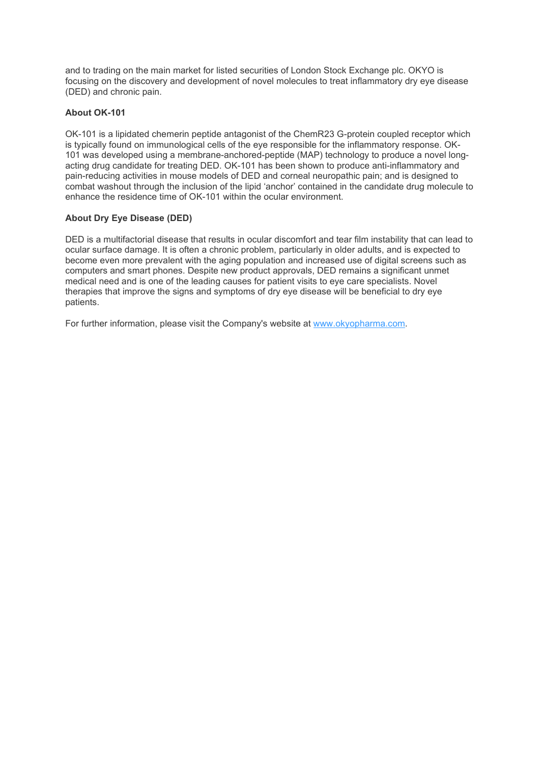and to trading on the main market for listed securities of London Stock Exchange plc. OKYO is focusing on the discovery and development of novel molecules to treat inflammatory dry eye disease (DED) and chronic pain.

**About OK-101**

OK-101 is a lipidated chemerin peptide antagonist of the ChemR23 G-protein coupled receptor which is typically found on immunological cells of the eye responsible for the inflammatory response. OK-101 was developed using a membrane-anchored-peptide (MAP) technology to produce a novel long-acting drug candidate for treating DED. OK-101 has been shown to produce anti-inflammatory and pain-reducing activities in mouse models of DED and corneal neuropathic pain; and is designed to combat washout through the inclusion of the lipid 'anchor' contained in the candidate drug molecule to enhance the residence time of OK-101 within the ocular environment.

**About Dry Eye Disease (DED)**

DED is a multifactorial disease that results in ocular discomfort and tear film instability that can lead to ocular surface damage. It is often a chronic problem, particularly in older adults, and is expected to become even more prevalent with the aging population and increased use of digital screens such as computers and smart phones. Despite new product approvals, DED remains a significant unmet medical need and is one of the leading causes for patient visits to eye care specialists. Novel therapies that improve the signs and symptoms of dry eye disease will be beneficial to dry eye patients.

For further information, please visit the Company's website at [www.okyopharma.com](http://www.okyopharma.com).